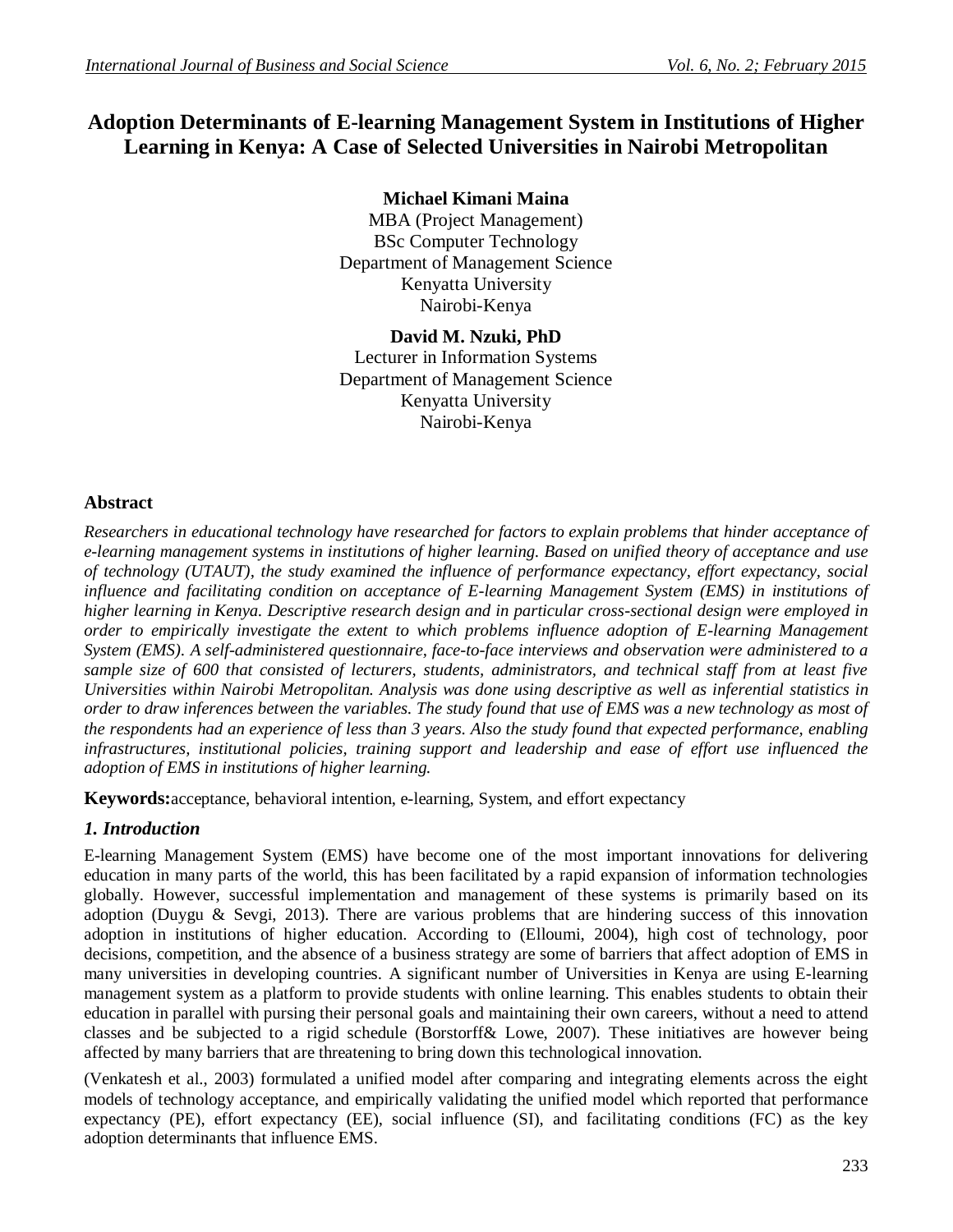# Adoption Determinants of E-learning Management System in Institutions of Higher Learning in Kenya: A Case of Selected Universities in Nairobi Metropolitan

**Michael Kimani Maina**
MBA (Project Management)
BSc Computer Technology
Department of Management Science
Kenyatta University
Nairobi-Kenya

**David M. Nzuki, PhD**
Lecturer in Information Systems
Department of Management Science
Kenyatta University
Nairobi-Kenya

## Abstract

*Researchers in educational technology have researched for factors to explain problems that hinder acceptance of e-learning management systems in institutions of higher learning. Based on unified theory of acceptance and use of technology (UTAUT), the study examined the influence of performance expectancy, effort expectancy, social influence and facilitating condition on acceptance of E-learning Management System (EMS) in institutions of higher learning in Kenya. Descriptive research design and in particular cross-sectional design were employed in order to empirically investigate the extent to which problems influence adoption of E-learning Management System (EMS). A self-administered questionnaire, face-to-face interviews and observation were administered to a sample size of 600 that consisted of lecturers, students, administrators, and technical staff from at least five Universities within Nairobi Metropolitan. Analysis was done using descriptive as well as inferential statistics in order to draw inferences between the variables. The study found that use of EMS was a new technology as most of the respondents had an experience of less than 3 years. Also the study found that expected performance, enabling infrastructures, institutional policies, training support and leadership and ease of effort use influenced the adoption of EMS in institutions of higher learning.*

**Keywords:**acceptance, behavioral intention, e-learning, System, and effort expectancy

## *1. Introduction*

E-learning Management System (EMS) have become one of the most important innovations for delivering education in many parts of the world, this has been facilitated by a rapid expansion of information technologies globally. However, successful implementation and management of these systems is primarily based on its adoption (Duygu & Sevgi, 2013). There are various problems that are hindering success of this innovation adoption in institutions of higher education. According to (Elloumi, 2004), high cost of technology, poor decisions, competition, and the absence of a business strategy are some of barriers that affect adoption of EMS in many universities in developing countries. A significant number of Universities in Kenya are using E-learning management system as a platform to provide students with online learning. This enables students to obtain their education in parallel with pursing their personal goals and maintaining their own careers, without a need to attend classes and be subjected to a rigid schedule (Borstorff& Lowe, 2007). These initiatives are however being affected by many barriers that are threatening to bring down this technological innovation.

(Venkatesh et al., 2003) formulated a unified model after comparing and integrating elements across the eight models of technology acceptance, and empirically validating the unified model which reported that performance expectancy (PE), effort expectancy (EE), social influence (SI), and facilitating conditions (FC) as the key adoption determinants that influence EMS.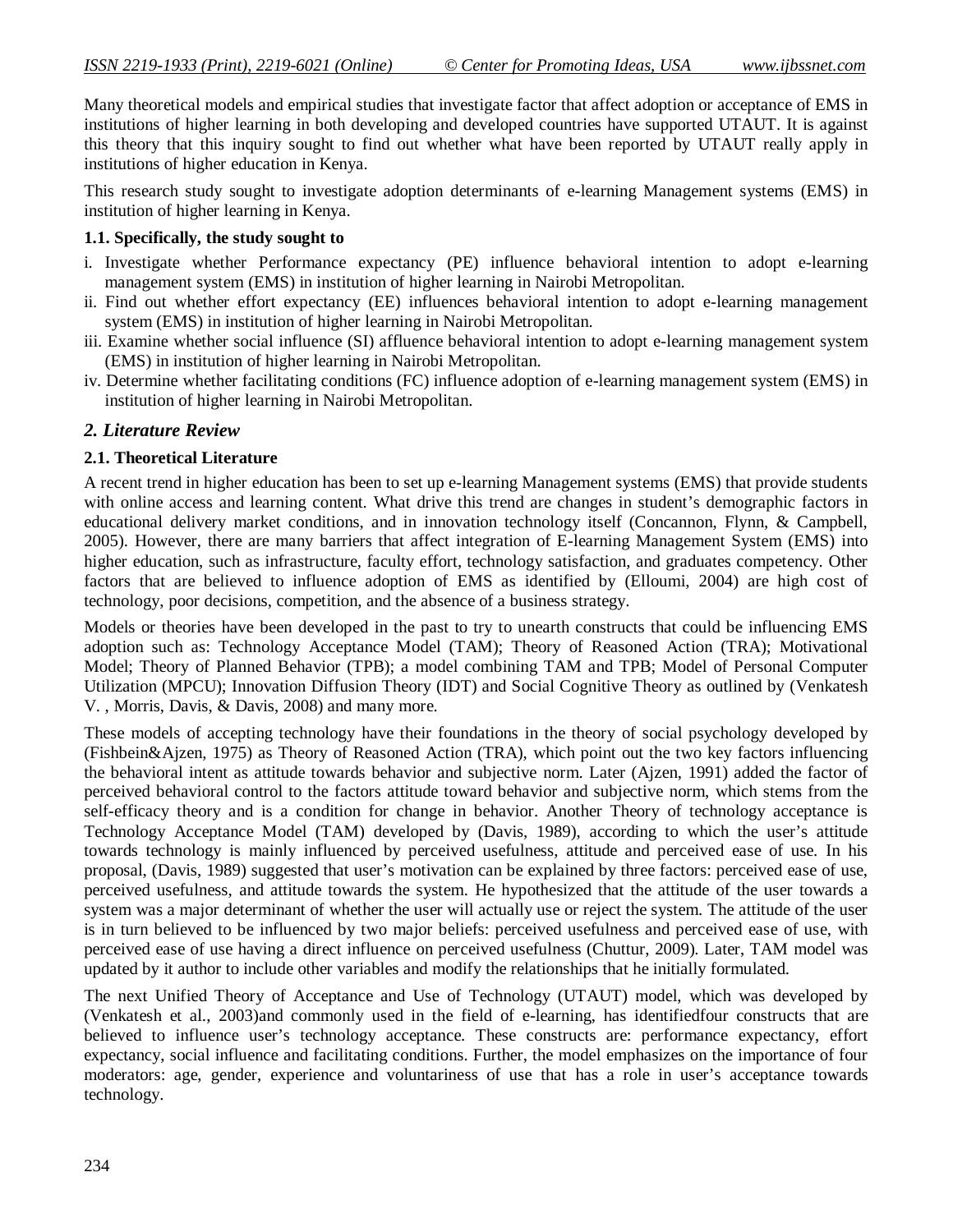Many theoretical models and empirical studies that investigate factor that affect adoption or acceptance of EMS in institutions of higher learning in both developing and developed countries have supported UTAUT. It is against this theory that this inquiry sought to find out whether what have been reported by UTAUT really apply in institutions of higher education in Kenya.

This research study sought to investigate adoption determinants of e-learning Management systems (EMS) in institution of higher learning in Kenya.

**1.1. Specifically, the study sought to**

i. Investigate whether Performance expectancy (PE) influence behavioral intention to adopt e-learning management system (EMS) in institution of higher learning in Nairobi Metropolitan.
ii. Find out whether effort expectancy (EE) influences behavioral intention to adopt e-learning management system (EMS) in institution of higher learning in Nairobi Metropolitan.
iii. Examine whether social influence (SI) affluence behavioral intention to adopt e-learning management system (EMS) in institution of higher learning in Nairobi Metropolitan.
iv. Determine whether facilitating conditions (FC) influence adoption of e-learning management system (EMS) in institution of higher learning in Nairobi Metropolitan.

## *2. Literature Review*

### 2.1. Theoretical Literature

A recent trend in higher education has been to set up e-learning Management systems (EMS) that provide students with online access and learning content. What drive this trend are changes in student's demographic factors in educational delivery market conditions, and in innovation technology itself (Concannon, Flynn, & Campbell, 2005). However, there are many barriers that affect integration of E-learning Management System (EMS) into higher education, such as infrastructure, faculty effort, technology satisfaction, and graduates competency. Other factors that are believed to influence adoption of EMS as identified by (Elloumi, 2004) are high cost of technology, poor decisions, competition, and the absence of a business strategy.

Models or theories have been developed in the past to try to unearth constructs that could be influencing EMS adoption such as: Technology Acceptance Model (TAM); Theory of Reasoned Action (TRA); Motivational Model; Theory of Planned Behavior (TPB); a model combining TAM and TPB; Model of Personal Computer Utilization (MPCU); Innovation Diffusion Theory (IDT) and Social Cognitive Theory as outlined by (Venkatesh V. , Morris, Davis, & Davis, 2008) and many more.

These models of accepting technology have their foundations in the theory of social psychology developed by (Fishbein&Ajzen, 1975) as Theory of Reasoned Action (TRA), which point out the two key factors influencing the behavioral intent as attitude towards behavior and subjective norm. Later (Ajzen, 1991) added the factor of perceived behavioral control to the factors attitude toward behavior and subjective norm, which stems from the self-efficacy theory and is a condition for change in behavior. Another Theory of technology acceptance is Technology Acceptance Model (TAM) developed by (Davis, 1989), according to which the user's attitude towards technology is mainly influenced by perceived usefulness, attitude and perceived ease of use. In his proposal, (Davis, 1989) suggested that user's motivation can be explained by three factors: perceived ease of use, perceived usefulness, and attitude towards the system. He hypothesized that the attitude of the user towards a system was a major determinant of whether the user will actually use or reject the system. The attitude of the user is in turn believed to be influenced by two major beliefs: perceived usefulness and perceived ease of use, with perceived ease of use having a direct influence on perceived usefulness (Chuttur, 2009). Later, TAM model was updated by it author to include other variables and modify the relationships that he initially formulated.

The next Unified Theory of Acceptance and Use of Technology (UTAUT) model, which was developed by (Venkatesh et al., 2003)and commonly used in the field of e-learning, has identifiedfour constructs that are believed to influence user's technology acceptance. These constructs are: performance expectancy, effort expectancy, social influence and facilitating conditions. Further, the model emphasizes on the importance of four moderators: age, gender, experience and voluntariness of use that has a role in user's acceptance towards technology.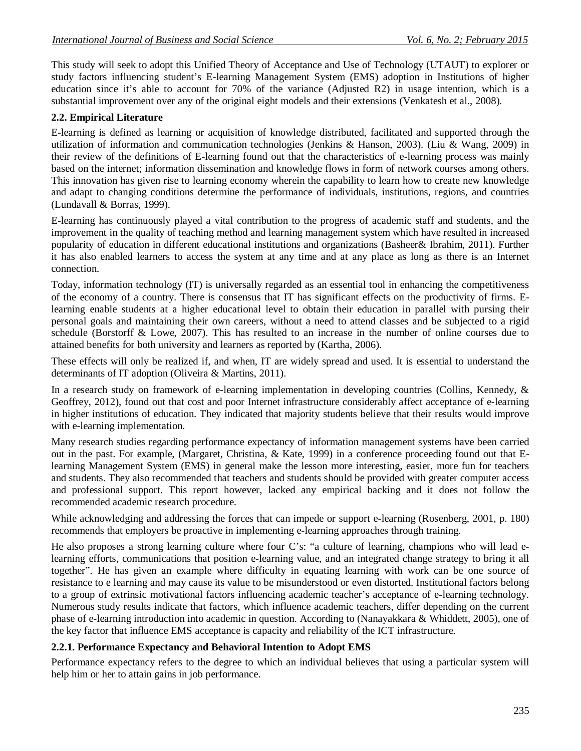This study will seek to adopt this Unified Theory of Acceptance and Use of Technology (UTAUT) to explorer or study factors influencing student's E-learning Management System (EMS) adoption in Institutions of higher education since it's able to account for 70% of the variance (Adjusted R2) in usage intention, which is a substantial improvement over any of the original eight models and their extensions (Venkatesh et al., 2008).

### 2.2. Empirical Literature

E-learning is defined as learning or acquisition of knowledge distributed, facilitated and supported through the utilization of information and communication technologies (Jenkins & Hanson, 2003). (Liu & Wang, 2009) in their review of the definitions of E-learning found out that the characteristics of e-learning process was mainly based on the internet; information dissemination and knowledge flows in form of network courses among others. This innovation has given rise to learning economy wherein the capability to learn how to create new knowledge and adapt to changing conditions determine the performance of individuals, institutions, regions, and countries (Lundavall & Borras, 1999).

E-learning has continuously played a vital contribution to the progress of academic staff and students, and the improvement in the quality of teaching method and learning management system which have resulted in increased popularity of education in different educational institutions and organizations (Basheer& Ibrahim, 2011). Further it has also enabled learners to access the system at any time and at any place as long as there is an Internet connection.

Today, information technology (IT) is universally regarded as an essential tool in enhancing the competitiveness of the economy of a country. There is consensus that IT has significant effects on the productivity of firms. E-learning enable students at a higher educational level to obtain their education in parallel with pursing their personal goals and maintaining their own careers, without a need to attend classes and be subjected to a rigid schedule (Borstorff & Lowe, 2007). This has resulted to an increase in the number of online courses due to attained benefits for both university and learners as reported by (Kartha, 2006).

These effects will only be realized if, and when, IT are widely spread and used. It is essential to understand the determinants of IT adoption (Oliveira & Martins, 2011).

In a research study on framework of e-learning implementation in developing countries (Collins, Kennedy, & Geoffrey, 2012), found out that cost and poor Internet infrastructure considerably affect acceptance of e-learning in higher institutions of education. They indicated that majority students believe that their results would improve with e-learning implementation.

Many research studies regarding performance expectancy of information management systems have been carried out in the past. For example, (Margaret, Christina, & Kate, 1999) in a conference proceeding found out that E-learning Management System (EMS) in general make the lesson more interesting, easier, more fun for teachers and students. They also recommended that teachers and students should be provided with greater computer access and professional support. This report however, lacked any empirical backing and it does not follow the recommended academic research procedure.

While acknowledging and addressing the forces that can impede or support e-learning (Rosenberg, 2001, p. 180) recommends that employers be proactive in implementing e-learning approaches through training.

He also proposes a strong learning culture where four C's: "a culture of learning, champions who will lead e-learning efforts, communications that position e-learning value, and an integrated change strategy to bring it all together". He has given an example where difficulty in equating learning with work can be one source of resistance to e learning and may cause its value to be misunderstood or even distorted. Institutional factors belong to a group of extrinsic motivational factors influencing academic teacher's acceptance of e-learning technology. Numerous study results indicate that factors, which influence academic teachers, differ depending on the current phase of e-learning introduction into academic in question. According to (Nanayakkara & Whiddett, 2005), one of the key factor that influence EMS acceptance is capacity and reliability of the ICT infrastructure.

#### 2.2.1. Performance Expectancy and Behavioral Intention to Adopt EMS

Performance expectancy refers to the degree to which an individual believes that using a particular system will help him or her to attain gains in job performance.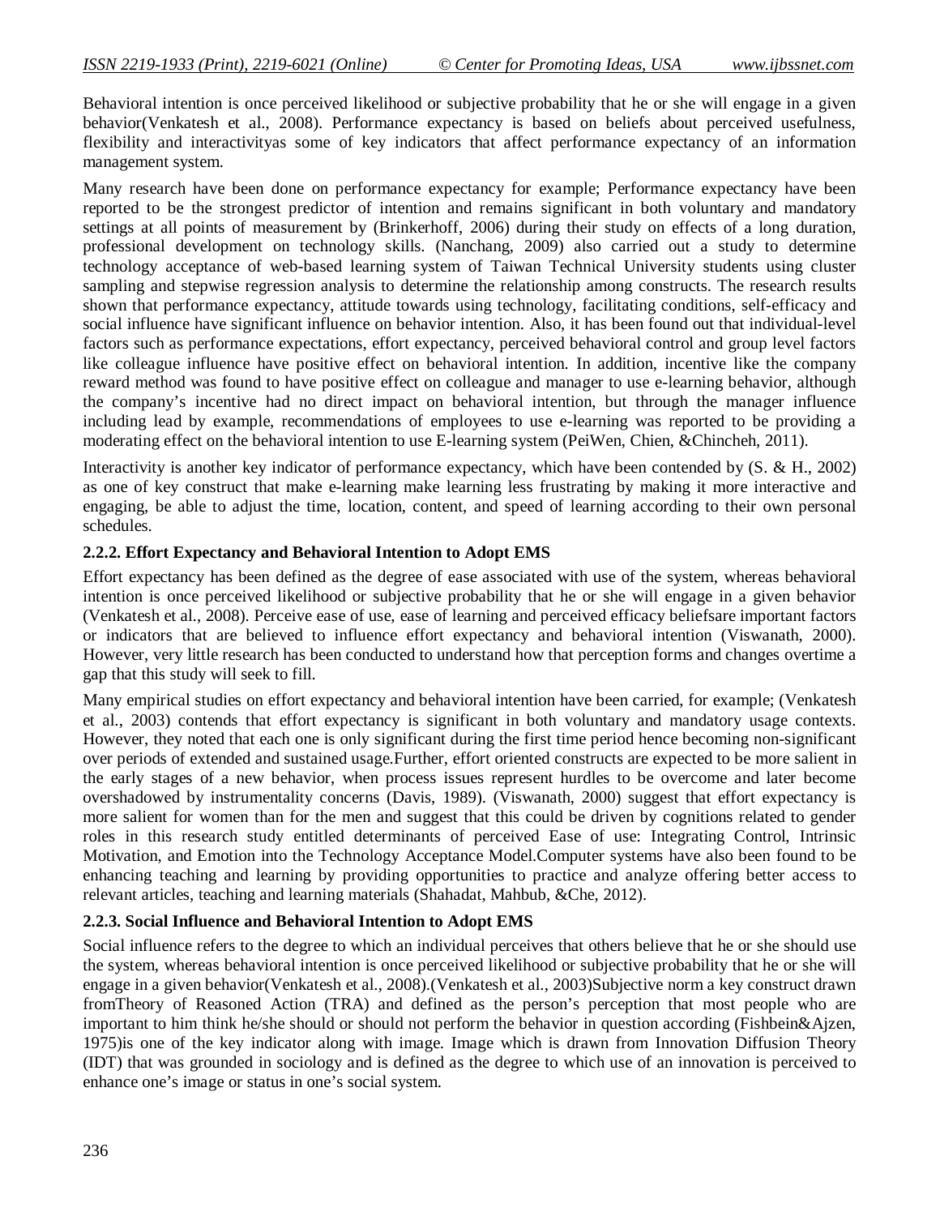Behavioral intention is once perceived likelihood or subjective probability that he or she will engage in a given behavior(Venkatesh et al., 2008). Performance expectancy is based on beliefs about perceived usefulness, flexibility and interactivityas some of key indicators that affect performance expectancy of an information management system.

Many research have been done on performance expectancy for example; Performance expectancy have been reported to be the strongest predictor of intention and remains significant in both voluntary and mandatory settings at all points of measurement by (Brinkerhoff, 2006) during their study on effects of a long duration, professional development on technology skills. (Nanchang, 2009) also carried out a study to determine technology acceptance of web-based learning system of Taiwan Technical University students using cluster sampling and stepwise regression analysis to determine the relationship among constructs. The research results shown that performance expectancy, attitude towards using technology, facilitating conditions, self-efficacy and social influence have significant influence on behavior intention. Also, it has been found out that individual-level factors such as performance expectations, effort expectancy, perceived behavioral control and group level factors like colleague influence have positive effect on behavioral intention. In addition, incentive like the company reward method was found to have positive effect on colleague and manager to use e-learning behavior, although the company's incentive had no direct impact on behavioral intention, but through the manager influence including lead by example, recommendations of employees to use e-learning was reported to be providing a moderating effect on the behavioral intention to use E-learning system (PeiWen, Chien, &Chincheh, 2011).

Interactivity is another key indicator of performance expectancy, which have been contended by (S. & H., 2002) as one of key construct that make e-learning make learning less frustrating by making it more interactive and engaging, be able to adjust the time, location, content, and speed of learning according to their own personal schedules.

### 2.2.2. Effort Expectancy and Behavioral Intention to Adopt EMS

Effort expectancy has been defined as the degree of ease associated with use of the system, whereas behavioral intention is once perceived likelihood or subjective probability that he or she will engage in a given behavior (Venkatesh et al., 2008). Perceive ease of use, ease of learning and perceived efficacy beliefsare important factors or indicators that are believed to influence effort expectancy and behavioral intention (Viswanath, 2000). However, very little research has been conducted to understand how that perception forms and changes overtime a gap that this study will seek to fill.

Many empirical studies on effort expectancy and behavioral intention have been carried, for example; (Venkatesh et al., 2003) contends that effort expectancy is significant in both voluntary and mandatory usage contexts. However, they noted that each one is only significant during the first time period hence becoming non-significant over periods of extended and sustained usage.Further, effort oriented constructs are expected to be more salient in the early stages of a new behavior, when process issues represent hurdles to be overcome and later become overshadowed by instrumentality concerns (Davis, 1989). (Viswanath, 2000) suggest that effort expectancy is more salient for women than for the men and suggest that this could be driven by cognitions related to gender roles in this research study entitled determinants of perceived Ease of use: Integrating Control, Intrinsic Motivation, and Emotion into the Technology Acceptance Model.Computer systems have also been found to be enhancing teaching and learning by providing opportunities to practice and analyze offering better access to relevant articles, teaching and learning materials (Shahadat, Mahbub, &Che, 2012).

### 2.2.3. Social Influence and Behavioral Intention to Adopt EMS

Social influence refers to the degree to which an individual perceives that others believe that he or she should use the system, whereas behavioral intention is once perceived likelihood or subjective probability that he or she will engage in a given behavior(Venkatesh et al., 2008).(Venkatesh et al., 2003)Subjective norm a key construct drawn fromTheory of Reasoned Action (TRA) and defined as the person's perception that most people who are important to him think he/she should or should not perform the behavior in question according (Fishbein&Ajzen, 1975)is one of the key indicator along with image. Image which is drawn from Innovation Diffusion Theory (IDT) that was grounded in sociology and is defined as the degree to which use of an innovation is perceived to enhance one's image or status in one's social system.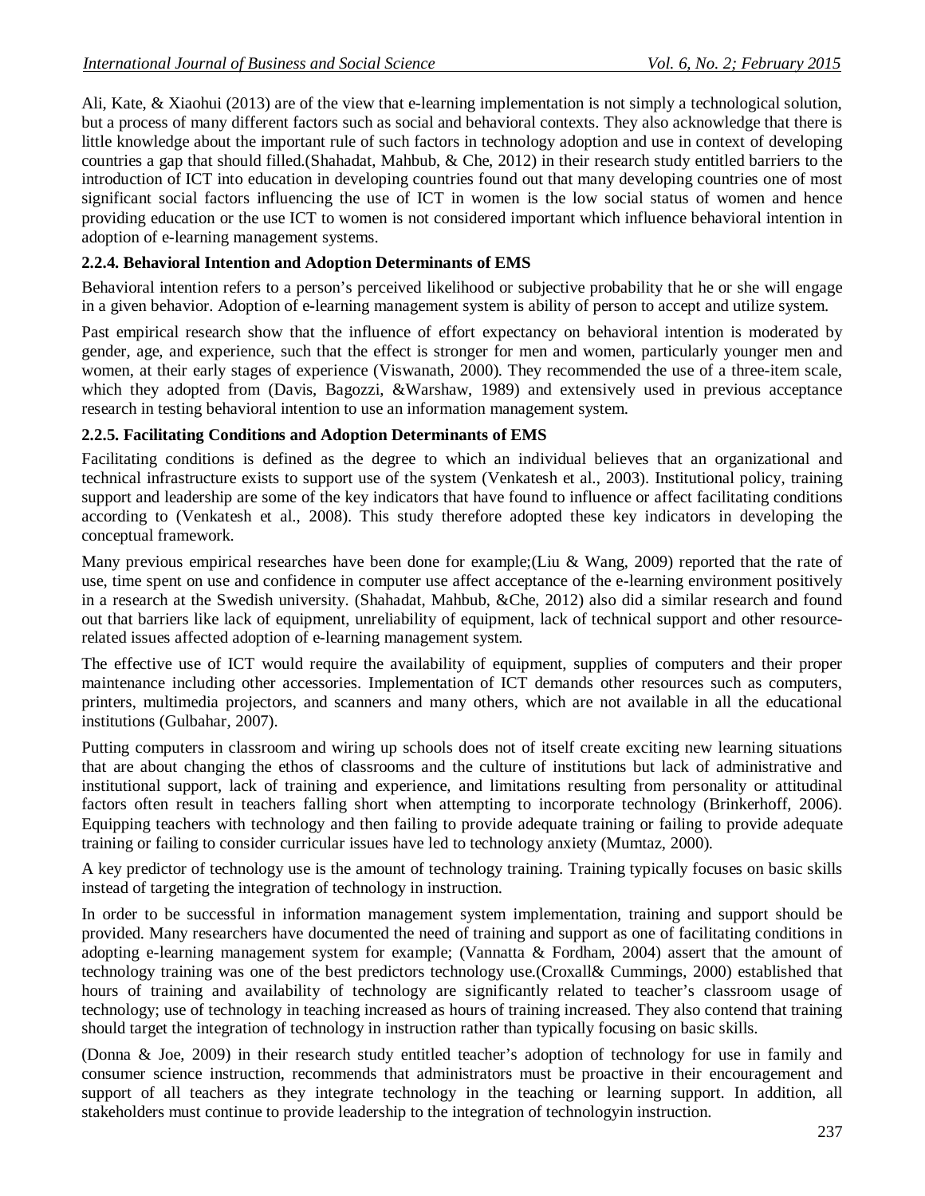Ali, Kate, & Xiaohui (2013) are of the view that e-learning implementation is not simply a technological solution, but a process of many different factors such as social and behavioral contexts. They also acknowledge that there is little knowledge about the important rule of such factors in technology adoption and use in context of developing countries a gap that should filled.(Shahadat, Mahbub, & Che, 2012) in their research study entitled barriers to the introduction of ICT into education in developing countries found out that many developing countries one of most significant social factors influencing the use of ICT in women is the low social status of women and hence providing education or the use ICT to women is not considered important which influence behavioral intention in adoption of e-learning management systems.

### 2.2.4. Behavioral Intention and Adoption Determinants of EMS

Behavioral intention refers to a person's perceived likelihood or subjective probability that he or she will engage in a given behavior. Adoption of e-learning management system is ability of person to accept and utilize system.

Past empirical research show that the influence of effort expectancy on behavioral intention is moderated by gender, age, and experience, such that the effect is stronger for men and women, particularly younger men and women, at their early stages of experience (Viswanath, 2000). They recommended the use of a three-item scale, which they adopted from (Davis, Bagozzi, &Warshaw, 1989) and extensively used in previous acceptance research in testing behavioral intention to use an information management system.

### 2.2.5. Facilitating Conditions and Adoption Determinants of EMS

Facilitating conditions is defined as the degree to which an individual believes that an organizational and technical infrastructure exists to support use of the system (Venkatesh et al., 2003). Institutional policy, training support and leadership are some of the key indicators that have found to influence or affect facilitating conditions according to (Venkatesh et al., 2008). This study therefore adopted these key indicators in developing the conceptual framework.

Many previous empirical researches have been done for example;(Liu & Wang, 2009) reported that the rate of use, time spent on use and confidence in computer use affect acceptance of the e-learning environment positively in a research at the Swedish university. (Shahadat, Mahbub, &Che, 2012) also did a similar research and found out that barriers like lack of equipment, unreliability of equipment, lack of technical support and other resource-related issues affected adoption of e-learning management system.

The effective use of ICT would require the availability of equipment, supplies of computers and their proper maintenance including other accessories. Implementation of ICT demands other resources such as computers, printers, multimedia projectors, and scanners and many others, which are not available in all the educational institutions (Gulbahar, 2007).

Putting computers in classroom and wiring up schools does not of itself create exciting new learning situations that are about changing the ethos of classrooms and the culture of institutions but lack of administrative and institutional support, lack of training and experience, and limitations resulting from personality or attitudinal factors often result in teachers falling short when attempting to incorporate technology (Brinkerhoff, 2006). Equipping teachers with technology and then failing to provide adequate training or failing to provide adequate training or failing to consider curricular issues have led to technology anxiety (Mumtaz, 2000).

A key predictor of technology use is the amount of technology training. Training typically focuses on basic skills instead of targeting the integration of technology in instruction.

In order to be successful in information management system implementation, training and support should be provided. Many researchers have documented the need of training and support as one of facilitating conditions in adopting e-learning management system for example; (Vannatta & Fordham, 2004) assert that the amount of technology training was one of the best predictors technology use.(Croxall& Cummings, 2000) established that hours of training and availability of technology are significantly related to teacher's classroom usage of technology; use of technology in teaching increased as hours of training increased. They also contend that training should target the integration of technology in instruction rather than typically focusing on basic skills.

(Donna & Joe, 2009) in their research study entitled teacher's adoption of technology for use in family and consumer science instruction, recommends that administrators must be proactive in their encouragement and support of all teachers as they integrate technology in the teaching or learning support. In addition, all stakeholders must continue to provide leadership to the integration of technologyin instruction.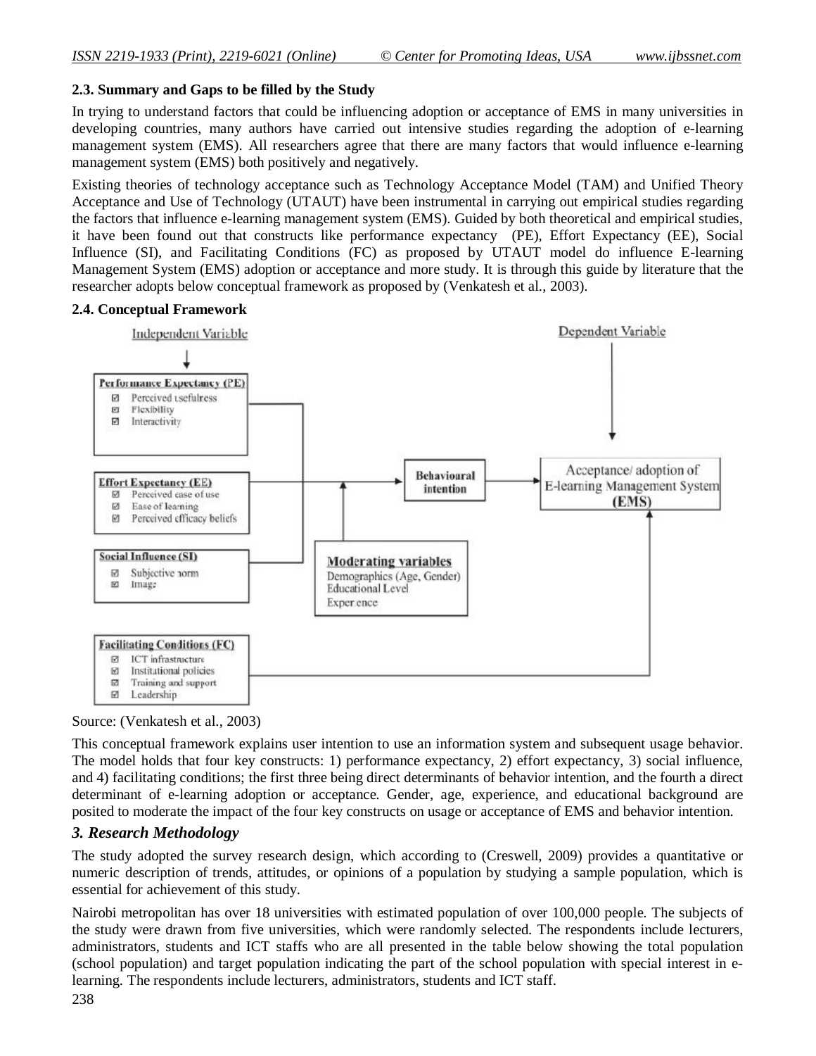### 2.3. Summary and Gaps to be filled by the Study

In trying to understand factors that could be influencing adoption or acceptance of EMS in many universities in developing countries, many authors have carried out intensive studies regarding the adoption of e-learning management system (EMS). All researchers agree that there are many factors that would influence e-learning management system (EMS) both positively and negatively.

Existing theories of technology acceptance such as Technology Acceptance Model (TAM) and Unified Theory Acceptance and Use of Technology (UTAUT) have been instrumental in carrying out empirical studies regarding the factors that influence e-learning management system (EMS). Guided by both theoretical and empirical studies, it have been found out that constructs like performance expectancy (PE), Effort Expectancy (EE), Social Influence (SI), and Facilitating Conditions (FC) as proposed by UTAUT model do influence E-learning Management System (EMS) adoption or acceptance and more study. It is through this guide by literature that the researcher adopts below conceptual framework as proposed by (Venkatesh et al., 2003).

### 2.4. Conceptual Framework

Independent Variable

**Performance Expectancy (PE)**
- Perceived usefulness
- Flexibility
- Interactivity

**Effort Expectancy (EE)**
- Perceived ease of use
- Ease of learning
- Perceived efficacy beliefs

**Social Influence (SI)**
- Subjective norm
- Image

**Facilitating Conditions (FC)**
- ICT infrastructure
- Institutional policies
- Training and support
- Leadership

**Moderating variables**
Demographics (Age, Gender)
Educational Level
Experience

**Behavioural intention**

Dependent Variable

Acceptance/ adoption of E-learning Management System **(EMS)**

Source: (Venkatesh et al., 2003)

This conceptual framework explains user intention to use an information system and subsequent usage behavior. The model holds that four key constructs: 1) performance expectancy, 2) effort expectancy, 3) social influence, and 4) facilitating conditions; the first three being direct determinants of behavior intention, and the fourth a direct determinant of e-learning adoption or acceptance. Gender, age, experience, and educational background are posited to moderate the impact of the four key constructs on usage or acceptance of EMS and behavior intention.

## *3. Research Methodology*

The study adopted the survey research design, which according to (Creswell, 2009) provides a quantitative or numeric description of trends, attitudes, or opinions of a population by studying a sample population, which is essential for achievement of this study.

Nairobi metropolitan has over 18 universities with estimated population of over 100,000 people. The subjects of the study were drawn from five universities, which were randomly selected. The respondents include lecturers, administrators, students and ICT staffs who are all presented in the table below showing the total population (school population) and target population indicating the part of the school population with special interest in e-learning. The respondents include lecturers, administrators, students and ICT staff.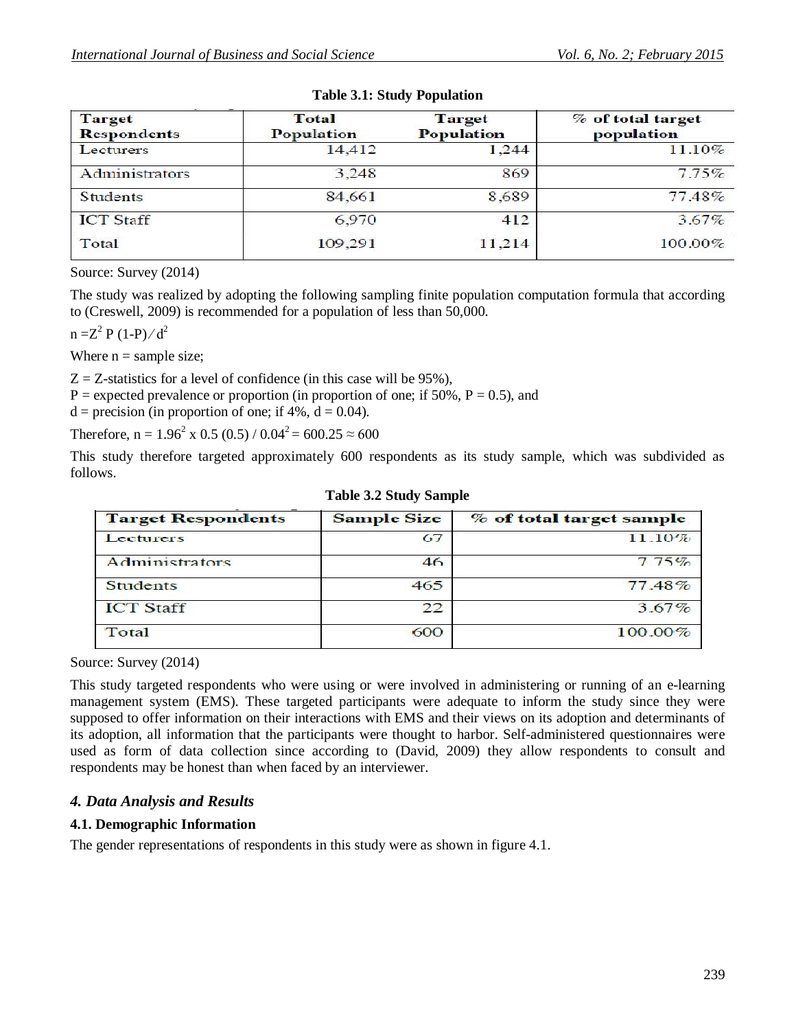**Table 3.1: Study Population**

| Target Respondents | Total Population | Target Population | % of total target population |
|---|---|---|---|
| Lecturers | 14,412 | 1,244 | 11.10% |
| Administrators | 3,248 | 869 | 7.75% |
| Students | 84,661 | 8,689 | 77.48% |
| ICT Staff | 6,970 | 412 | 3.67% |
| Total | 109,291 | 11,214 | 100.00% |

Source: Survey (2014)

The study was realized by adopting the following sampling finite population computation formula that according to (Creswell, 2009) is recommended for a population of less than 50,000.

$n = Z^2 P (1\text{-}P) / d^2$

Where n = sample size;

Z = Z-statistics for a level of confidence (in this case will be 95%),
P = expected prevalence or proportion (in proportion of one; if 50%, P = 0.5), and
d = precision (in proportion of one; if 4%, d = 0.04).

Therefore, $n = 1.96^2 \times 0.5 (0.5) / 0.04^2 = 600.25 \approx 600$

This study therefore targeted approximately 600 respondents as its study sample, which was subdivided as follows.

**Table 3.2 Study Sample**

| Target Respondents | Sample Size | % of total target sample |
|---|---|---|
| Lecturers | 67 | 11.10% |
| Administrators | 46 | 7.75% |
| Students | 465 | 77.48% |
| ICT Staff | 22 | 3.67% |
| Total | 600 | 100.00% |

Source: Survey (2014)

This study targeted respondents who were using or were involved in administering or running of an e-learning management system (EMS). These targeted participants were adequate to inform the study since they were supposed to offer information on their interactions with EMS and their views on its adoption and determinants of its adoption, all information that the participants were thought to harbor. Self-administered questionnaires were used as form of data collection since according to (David, 2009) they allow respondents to consult and respondents may be honest than when faced by an interviewer.

## *4. Data Analysis and Results*

### 4.1. Demographic Information

The gender representations of respondents in this study were as shown in figure 4.1.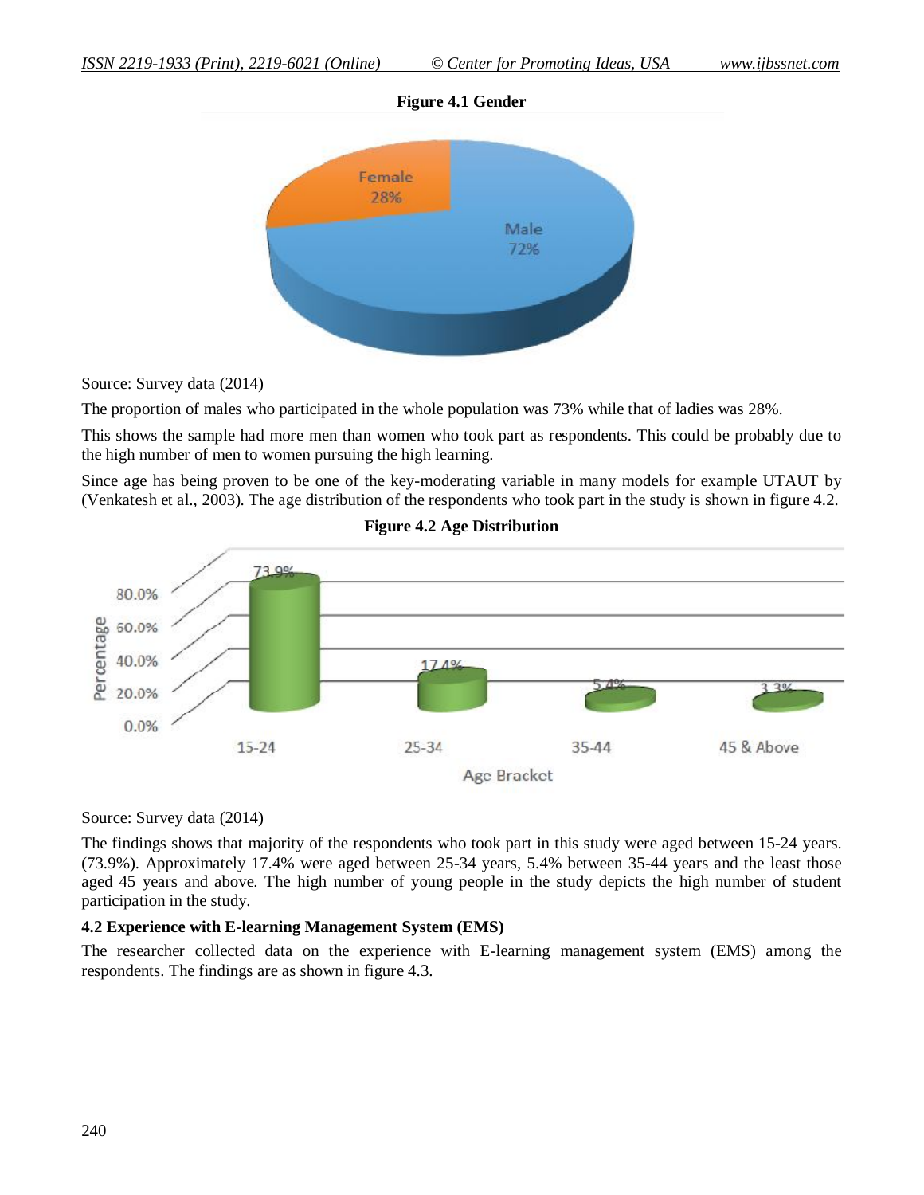**Figure 4.1 Gender**

Source: Survey data (2014)

The proportion of males who participated in the whole population was 73% while that of ladies was 28%.

This shows the sample had more men than women who took part as respondents. This could be probably due to the high number of men to women pursuing the high learning.

Since age has being proven to be one of the key-moderating variable in many models for example UTAUT by (Venkatesh et al., 2003). The age distribution of the respondents who took part in the study is shown in figure 4.2.

**Figure 4.2 Age Distribution**

Source: Survey data (2014)

The findings shows that majority of the respondents who took part in this study were aged between 15-24 years. (73.9%). Approximately 17.4% were aged between 25-34 years, 5.4% between 35-44 years and the least those aged 45 years and above. The high number of young people in the study depicts the high number of student participation in the study.

### 4.2 Experience with E-learning Management System (EMS)

The researcher collected data on the experience with E-learning management system (EMS) among the respondents. The findings are as shown in figure 4.3.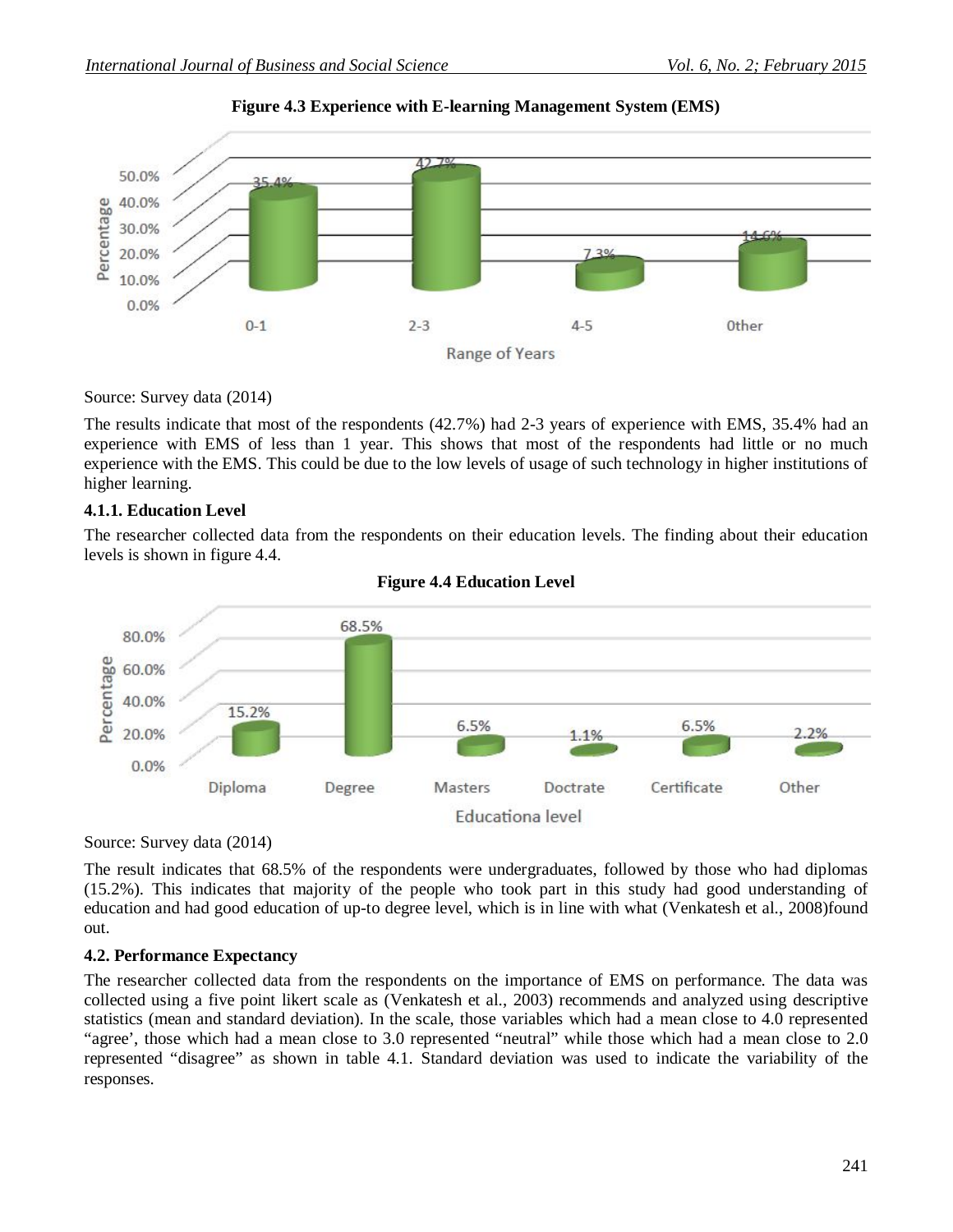**Figure 4.3 Experience with E-learning Management System (EMS)**

Source: Survey data (2014)

The results indicate that most of the respondents (42.7%) had 2-3 years of experience with EMS, 35.4% had an experience with EMS of less than 1 year. This shows that most of the respondents had little or no much experience with the EMS. This could be due to the low levels of usage of such technology in higher institutions of higher learning.

### 4.1.1. Education Level

The researcher collected data from the respondents on their education levels. The finding about their education levels is shown in figure 4.4.

**Figure 4.4 Education Level**

Source: Survey data (2014)

The result indicates that 68.5% of the respondents were undergraduates, followed by those who had diplomas (15.2%). This indicates that majority of the people who took part in this study had good understanding of education and had good education of up-to degree level, which is in line with what (Venkatesh et al., 2008)found out.

### 4.2. Performance Expectancy

The researcher collected data from the respondents on the importance of EMS on performance. The data was collected using a five point likert scale as (Venkatesh et al., 2003) recommends and analyzed using descriptive statistics (mean and standard deviation). In the scale, those variables which had a mean close to 4.0 represented "agree', those which had a mean close to 3.0 represented "neutral" while those which had a mean close to 2.0 represented "disagree" as shown in table 4.1. Standard deviation was used to indicate the variability of the responses.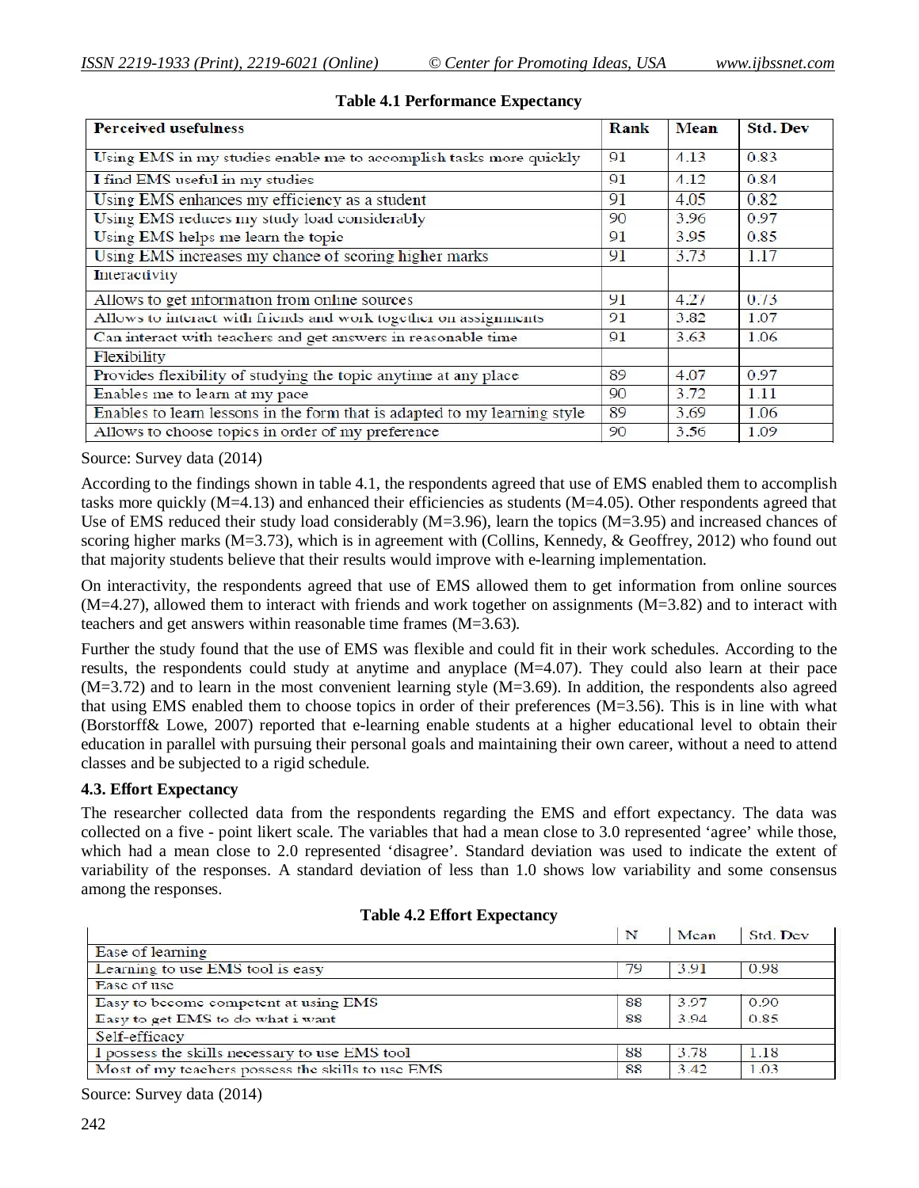**Table 4.1 Performance Expectancy**

| Perceived usefulness | Rank | Mean | Std. Dev |
|---|---|---|---|
| Using EMS in my studies enable me to accomplish tasks more quickly | 91 | 4.13 | 0.83 |
| I find EMS useful in my studies | 91 | 4.12 | 0.84 |
| Using EMS enhances my efficiency as a student | 91 | 4.05 | 0.82 |
| Using EMS reduces my study load considerably | 90 | 3.96 | 0.97 |
| Using EMS helps me learn the topic | 91 | 3.95 | 0.85 |
| Using EMS increases my chance of scoring higher marks | 91 | 3.73 | 1.17 |
| Interactivity | | | |
| Allows to get information from online sources | 91 | 4.27 | 0.73 |
| Allows to interact with friends and work together on assignments | 91 | 3.82 | 1.07 |
| Can interact with teachers and get answers in reasonable time | 91 | 3.63 | 1.06 |
| Flexibility | | | |
| Provides flexibility of studying the topic anytime at any place | 89 | 4.07 | 0.97 |
| Enables me to learn at my pace | 90 | 3.72 | 1.11 |
| Enables to learn lessons in the form that is adapted to my learning style | 89 | 3.69 | 1.06 |
| Allows to choose topics in order of my preference | 90 | 3.56 | 1.09 |

Source: Survey data (2014)

According to the findings shown in table 4.1, the respondents agreed that use of EMS enabled them to accomplish tasks more quickly (M=4.13) and enhanced their efficiencies as students (M=4.05). Other respondents agreed that Use of EMS reduced their study load considerably (M=3.96), learn the topics (M=3.95) and increased chances of scoring higher marks (M=3.73), which is in agreement with (Collins, Kennedy, & Geoffrey, 2012) who found out that majority students believe that their results would improve with e-learning implementation.

On interactivity, the respondents agreed that use of EMS allowed them to get information from online sources (M=4.27), allowed them to interact with friends and work together on assignments (M=3.82) and to interact with teachers and get answers within reasonable time frames (M=3.63).

Further the study found that the use of EMS was flexible and could fit in their work schedules. According to the results, the respondents could study at anytime and anyplace (M=4.07). They could also learn at their pace (M=3.72) and to learn in the most convenient learning style (M=3.69). In addition, the respondents also agreed that using EMS enabled them to choose topics in order of their preferences (M=3.56). This is in line with what (Borstorff& Lowe, 2007) reported that e-learning enable students at a higher educational level to obtain their education in parallel with pursuing their personal goals and maintaining their own career, without a need to attend classes and be subjected to a rigid schedule.

### 4.3. Effort Expectancy

The researcher collected data from the respondents regarding the EMS and effort expectancy. The data was collected on a five - point likert scale. The variables that had a mean close to 3.0 represented 'agree' while those, which had a mean close to 2.0 represented 'disagree'. Standard deviation was used to indicate the extent of variability of the responses. A standard deviation of less than 1.0 shows low variability and some consensus among the responses.

**Table 4.2 Effort Expectancy**

| | N | Mean | Std. Dev |
|---|---|---|---|
| Ease of learning | | | |
| Learning to use EMS tool is easy | 79 | 3.91 | 0.98 |
| Ease of use | | | |
| Easy to become competent at using EMS | 88 | 3.97 | 0.90 |
| Easy to get EMS to do what i want | 88 | 3.94 | 0.85 |
| Self-efficacy | | | |
| I possess the skills necessary to use EMS tool | 88 | 3.78 | 1.18 |
| Most of my teachers possess the skills to use EMS | 88 | 3.42 | 1.03 |

Source: Survey data (2014)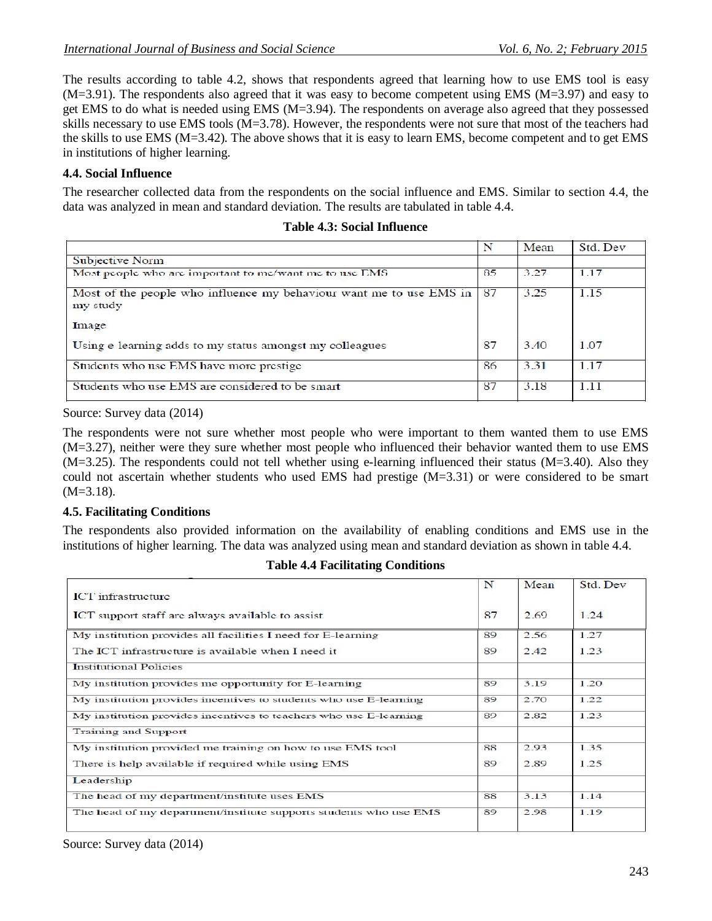The results according to table 4.2, shows that respondents agreed that learning how to use EMS tool is easy (M=3.91). The respondents also agreed that it was easy to become competent using EMS (M=3.97) and easy to get EMS to do what is needed using EMS (M=3.94). The respondents on average also agreed that they possessed skills necessary to use EMS tools (M=3.78). However, the respondents were not sure that most of the teachers had the skills to use EMS (M=3.42). The above shows that it is easy to learn EMS, become competent and to get EMS in institutions of higher learning.

### 4.4. Social Influence

The researcher collected data from the respondents on the social influence and EMS. Similar to section 4.4, the data was analyzed in mean and standard deviation. The results are tabulated in table 4.4.

**Table 4.3: Social Influence**

| | N | Mean | Std. Dev |
|---|---|---|---|
| Subjective Norm | | | |
| Most people who are important to me/want me to use EMS | 85 | 3.27 | 1.17 |
| Most of the people who influence my behaviour want me to use EMS in my study | 87 | 3.25 | 1.15 |
| Image | | | |
| Using e learning adds to my status amongst my colleagues | 87 | 3.40 | 1.07 |
| Students who use EMS have more prestige | 86 | 3.31 | 1.17 |
| Students who use EMS are considered to be smart | 87 | 3.18 | 1.11 |

Source: Survey data (2014)

The respondents were not sure whether most people who were important to them wanted them to use EMS (M=3.27), neither were they sure whether most people who influenced their behavior wanted them to use EMS (M=3.25). The respondents could not tell whether using e-learning influenced their status (M=3.40). Also they could not ascertain whether students who used EMS had prestige (M=3.31) or were considered to be smart (M=3.18).

### 4.5. Facilitating Conditions

The respondents also provided information on the availability of enabling conditions and EMS use in the institutions of higher learning. The data was analyzed using mean and standard deviation as shown in table 4.4.

**Table 4.4 Facilitating Conditions**

| | N | Mean | Std. Dev |
|---|---|---|---|
| ICT infrastructure | | | |
| ICT support staff are always available to assist | 87 | 2.69 | 1.24 |
| My institution provides all facilities I need for E-learning | 89 | 2.56 | 1.27 |
| The ICT infrastructure is available when I need it | 89 | 2.42 | 1.23 |
| Institutional Policies | | | |
| My institution provides me opportunity for E-learning | 89 | 3.19 | 1.20 |
| My institution provides incentives to students who use E-learning | 89 | 2.70 | 1.22 |
| My institution provides incentives to teachers who use E-learning | 89 | 2.82 | 1.23 |
| Training and Support | | | |
| My institution provided me training on how to use EMS tool | 88 | 2.93 | 1.35 |
| There is help available if required while using EMS | 89 | 2.89 | 1.25 |
| Leadership | | | |
| The head of my department/institute uses EMS | 88 | 3.13 | 1.14 |
| The head of my department/institute supports students who use EMS | 89 | 2.98 | 1.19 |

Source: Survey data (2014)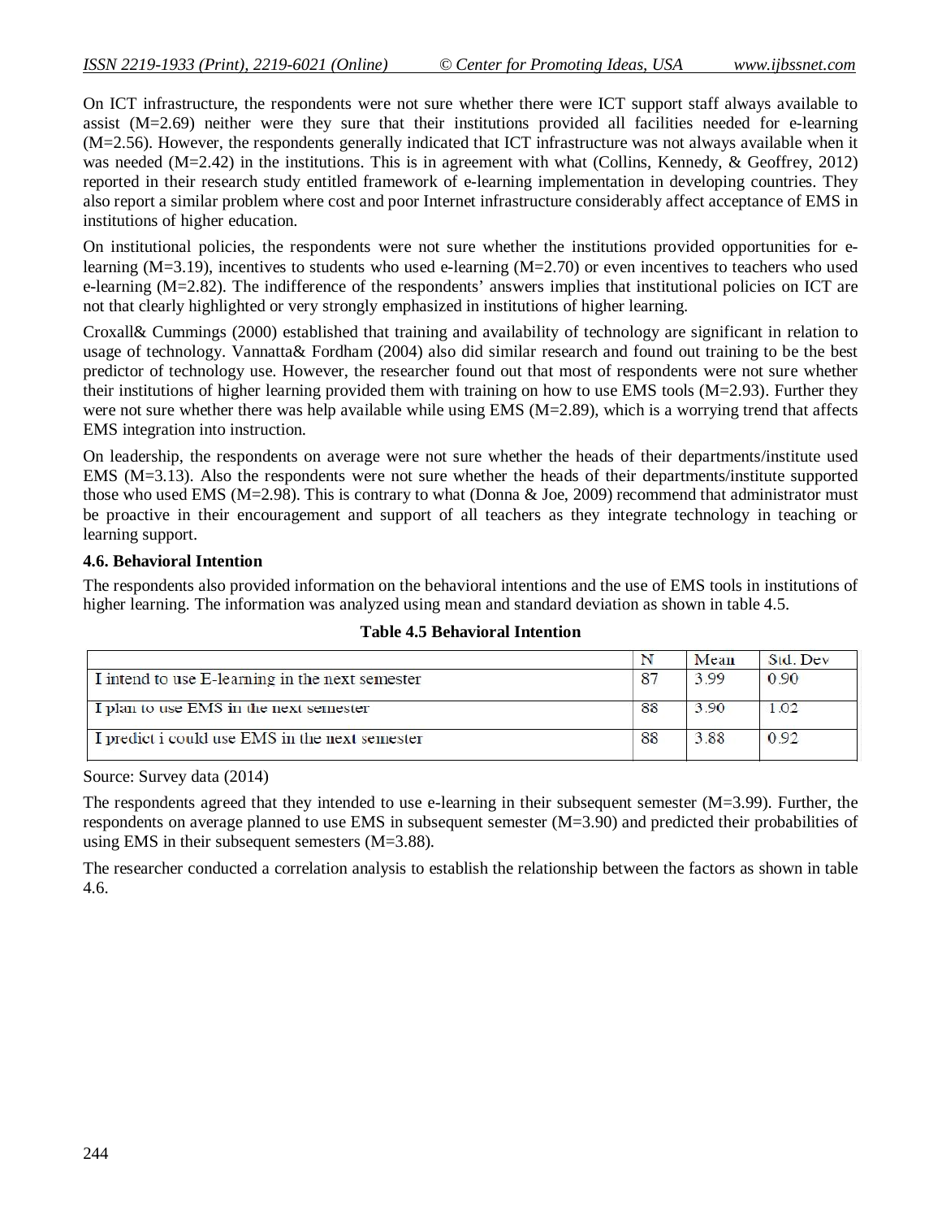On ICT infrastructure, the respondents were not sure whether there were ICT support staff always available to assist (M=2.69) neither were they sure that their institutions provided all facilities needed for e-learning (M=2.56). However, the respondents generally indicated that ICT infrastructure was not always available when it was needed (M=2.42) in the institutions. This is in agreement with what (Collins, Kennedy, & Geoffrey, 2012) reported in their research study entitled framework of e-learning implementation in developing countries. They also report a similar problem where cost and poor Internet infrastructure considerably affect acceptance of EMS in institutions of higher education.

On institutional policies, the respondents were not sure whether the institutions provided opportunities for e-learning (M=3.19), incentives to students who used e-learning (M=2.70) or even incentives to teachers who used e-learning (M=2.82). The indifference of the respondents' answers implies that institutional policies on ICT are not that clearly highlighted or very strongly emphasized in institutions of higher learning.

Croxall& Cummings (2000) established that training and availability of technology are significant in relation to usage of technology. Vannatta& Fordham (2004) also did similar research and found out training to be the best predictor of technology use. However, the researcher found out that most of respondents were not sure whether their institutions of higher learning provided them with training on how to use EMS tools (M=2.93). Further they were not sure whether there was help available while using EMS (M=2.89), which is a worrying trend that affects EMS integration into instruction.

On leadership, the respondents on average were not sure whether the heads of their departments/institute used EMS (M=3.13). Also the respondents were not sure whether the heads of their departments/institute supported those who used EMS (M=2.98). This is contrary to what (Donna & Joe, 2009) recommend that administrator must be proactive in their encouragement and support of all teachers as they integrate technology in teaching or learning support.

### 4.6. Behavioral Intention

The respondents also provided information on the behavioral intentions and the use of EMS tools in institutions of higher learning. The information was analyzed using mean and standard deviation as shown in table 4.5.

**Table 4.5 Behavioral Intention**

| | N | Mean | Std. Dev |
|---|---|---|---|
| I intend to use E-learning in the next semester | 87 | 3.99 | 0.90 |
| I plan to use EMS in the next semester | 88 | 3.90 | 1.02 |
| I predict i could use EMS in the next semester | 88 | 3.88 | 0.92 |

Source: Survey data (2014)

The respondents agreed that they intended to use e-learning in their subsequent semester (M=3.99). Further, the respondents on average planned to use EMS in subsequent semester (M=3.90) and predicted their probabilities of using EMS in their subsequent semesters (M=3.88).

The researcher conducted a correlation analysis to establish the relationship between the factors as shown in table 4.6.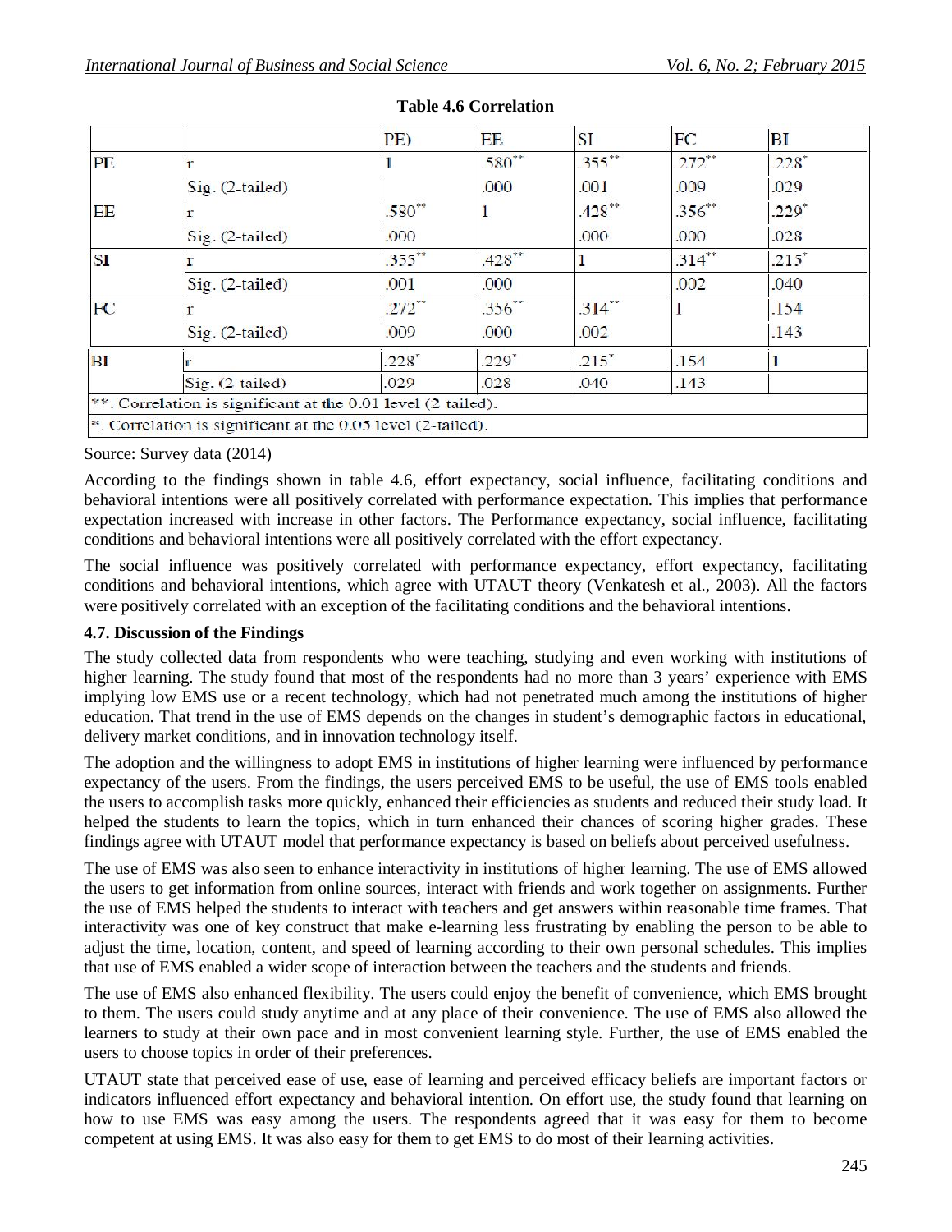**Table 4.6 Correlation**

| | | PE) | EE | SI | FC | BI |
|---|---|---|---|---|---|---|
| PE | r | 1 | .580** | .355** | .272** | .228* |
| | Sig. (2-tailed) | | .000 | .001 | .009 | .029 |
| EE | r | .580** | 1 | .428** | .356** | .229* |
| | Sig. (2-tailed) | .000 | | .000 | .000 | .028 |
| SI | r | .355** | .428** | 1 | .314** | .215* |
| | Sig. (2-tailed) | .001 | .000 | | .002 | .040 |
| FC | r | .272** | .356** | .314** | 1 | .154 |
| | Sig. (2-tailed) | .009 | .000 | .002 | | .143 |
| BI | r | .228* | .229* | .215* | .154 | 1 |
| | Sig. (2 tailed) | .029 | .028 | .040 | .143 | |
| **. Correlation is significant at the 0.01 level (2 tailed). | | | | | | |
| *. Correlation is significant at the 0.05 level (2-tailed). | | | | | | |

Source: Survey data (2014)

According to the findings shown in table 4.6, effort expectancy, social influence, facilitating conditions and behavioral intentions were all positively correlated with performance expectation. This implies that performance expectation increased with increase in other factors. The Performance expectancy, social influence, facilitating conditions and behavioral intentions were all positively correlated with the effort expectancy.

The social influence was positively correlated with performance expectancy, effort expectancy, facilitating conditions and behavioral intentions, which agree with UTAUT theory (Venkatesh et al., 2003). All the factors were positively correlated with an exception of the facilitating conditions and the behavioral intentions.

### 4.7. Discussion of the Findings

The study collected data from respondents who were teaching, studying and even working with institutions of higher learning. The study found that most of the respondents had no more than 3 years' experience with EMS implying low EMS use or a recent technology, which had not penetrated much among the institutions of higher education. That trend in the use of EMS depends on the changes in student's demographic factors in educational, delivery market conditions, and in innovation technology itself.

The adoption and the willingness to adopt EMS in institutions of higher learning were influenced by performance expectancy of the users. From the findings, the users perceived EMS to be useful, the use of EMS tools enabled the users to accomplish tasks more quickly, enhanced their efficiencies as students and reduced their study load. It helped the students to learn the topics, which in turn enhanced their chances of scoring higher grades. These findings agree with UTAUT model that performance expectancy is based on beliefs about perceived usefulness.

The use of EMS was also seen to enhance interactivity in institutions of higher learning. The use of EMS allowed the users to get information from online sources, interact with friends and work together on assignments. Further the use of EMS helped the students to interact with teachers and get answers within reasonable time frames. That interactivity was one of key construct that make e-learning less frustrating by enabling the person to be able to adjust the time, location, content, and speed of learning according to their own personal schedules. This implies that use of EMS enabled a wider scope of interaction between the teachers and the students and friends.

The use of EMS also enhanced flexibility. The users could enjoy the benefit of convenience, which EMS brought to them. The users could study anytime and at any place of their convenience. The use of EMS also allowed the learners to study at their own pace and in most convenient learning style. Further, the use of EMS enabled the users to choose topics in order of their preferences.

UTAUT state that perceived ease of use, ease of learning and perceived efficacy beliefs are important factors or indicators influenced effort expectancy and behavioral intention. On effort use, the study found that learning on how to use EMS was easy among the users. The respondents agreed that it was easy for them to become competent at using EMS. It was also easy for them to get EMS to do most of their learning activities.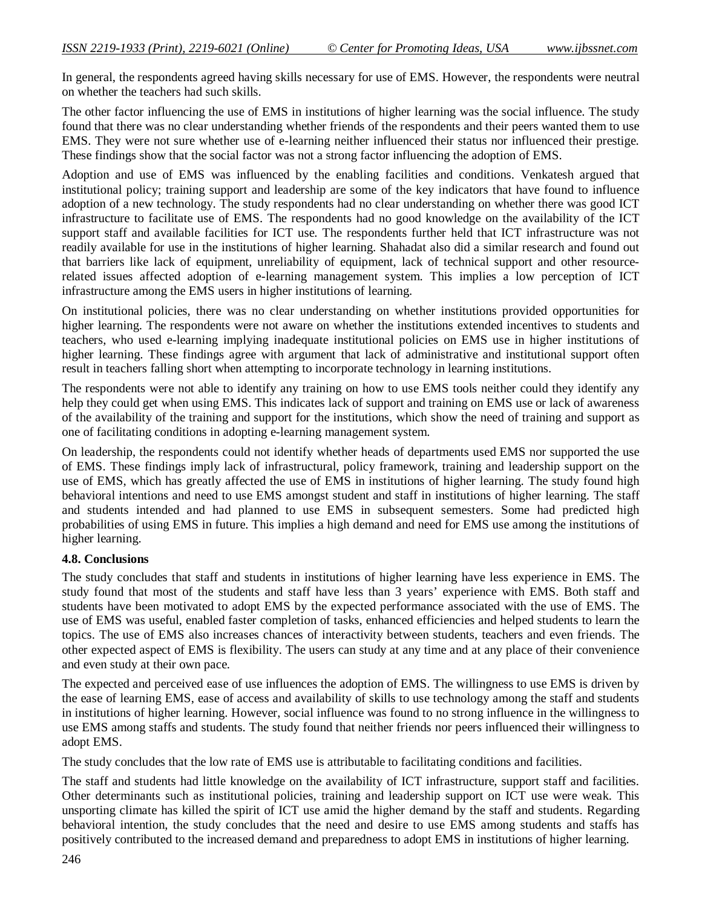In general, the respondents agreed having skills necessary for use of EMS. However, the respondents were neutral on whether the teachers had such skills.

The other factor influencing the use of EMS in institutions of higher learning was the social influence. The study found that there was no clear understanding whether friends of the respondents and their peers wanted them to use EMS. They were not sure whether use of e-learning neither influenced their status nor influenced their prestige. These findings show that the social factor was not a strong factor influencing the adoption of EMS.

Adoption and use of EMS was influenced by the enabling facilities and conditions. Venkatesh argued that institutional policy; training support and leadership are some of the key indicators that have found to influence adoption of a new technology. The study respondents had no clear understanding on whether there was good ICT infrastructure to facilitate use of EMS. The respondents had no good knowledge on the availability of the ICT support staff and available facilities for ICT use. The respondents further held that ICT infrastructure was not readily available for use in the institutions of higher learning. Shahadat also did a similar research and found out that barriers like lack of equipment, unreliability of equipment, lack of technical support and other resource-related issues affected adoption of e-learning management system. This implies a low perception of ICT infrastructure among the EMS users in higher institutions of learning.

On institutional policies, there was no clear understanding on whether institutions provided opportunities for higher learning. The respondents were not aware on whether the institutions extended incentives to students and teachers, who used e-learning implying inadequate institutional policies on EMS use in higher institutions of higher learning. These findings agree with argument that lack of administrative and institutional support often result in teachers falling short when attempting to incorporate technology in learning institutions.

The respondents were not able to identify any training on how to use EMS tools neither could they identify any help they could get when using EMS. This indicates lack of support and training on EMS use or lack of awareness of the availability of the training and support for the institutions, which show the need of training and support as one of facilitating conditions in adopting e-learning management system.

On leadership, the respondents could not identify whether heads of departments used EMS nor supported the use of EMS. These findings imply lack of infrastructural, policy framework, training and leadership support on the use of EMS, which has greatly affected the use of EMS in institutions of higher learning. The study found high behavioral intentions and need to use EMS amongst student and staff in institutions of higher learning. The staff and students intended and had planned to use EMS in subsequent semesters. Some had predicted high probabilities of using EMS in future. This implies a high demand and need for EMS use among the institutions of higher learning.

### 4.8. Conclusions

The study concludes that staff and students in institutions of higher learning have less experience in EMS. The study found that most of the students and staff have less than 3 years' experience with EMS. Both staff and students have been motivated to adopt EMS by the expected performance associated with the use of EMS. The use of EMS was useful, enabled faster completion of tasks, enhanced efficiencies and helped students to learn the topics. The use of EMS also increases chances of interactivity between students, teachers and even friends. The other expected aspect of EMS is flexibility. The users can study at any time and at any place of their convenience and even study at their own pace.

The expected and perceived ease of use influences the adoption of EMS. The willingness to use EMS is driven by the ease of learning EMS, ease of access and availability of skills to use technology among the staff and students in institutions of higher learning. However, social influence was found to no strong influence in the willingness to use EMS among staffs and students. The study found that neither friends nor peers influenced their willingness to adopt EMS.

The study concludes that the low rate of EMS use is attributable to facilitating conditions and facilities.

The staff and students had little knowledge on the availability of ICT infrastructure, support staff and facilities. Other determinants such as institutional policies, training and leadership support on ICT use were weak. This unsporting climate has killed the spirit of ICT use amid the higher demand by the staff and students. Regarding behavioral intention, the study concludes that the need and desire to use EMS among students and staffs has positively contributed to the increased demand and preparedness to adopt EMS in institutions of higher learning.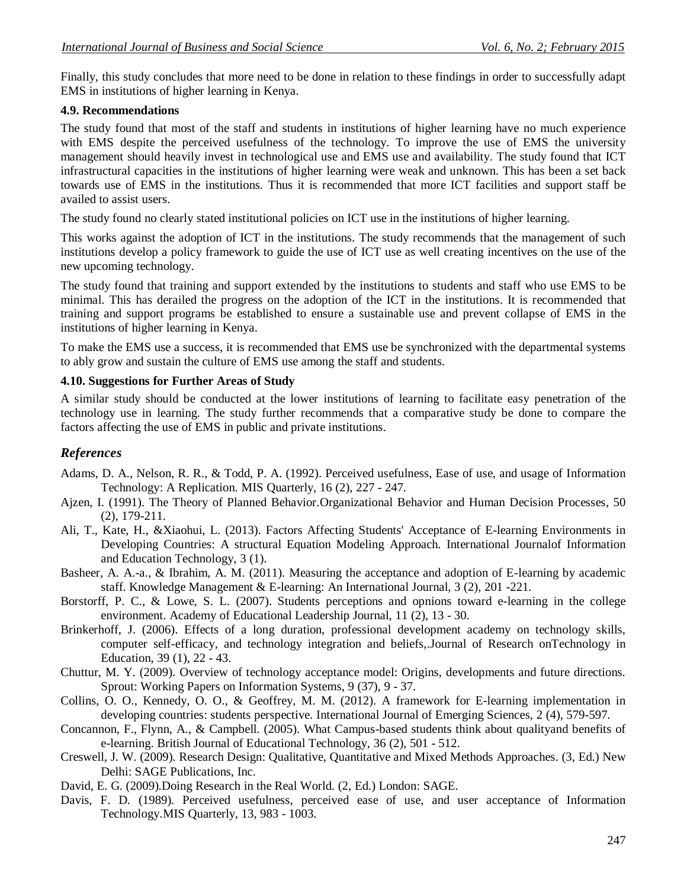Finally, this study concludes that more need to be done in relation to these findings in order to successfully adapt EMS in institutions of higher learning in Kenya.

### 4.9. Recommendations

The study found that most of the staff and students in institutions of higher learning have no much experience with EMS despite the perceived usefulness of the technology. To improve the use of EMS the university management should heavily invest in technological use and EMS use and availability. The study found that ICT infrastructural capacities in the institutions of higher learning were weak and unknown. This has been a set back towards use of EMS in the institutions. Thus it is recommended that more ICT facilities and support staff be availed to assist users.

The study found no clearly stated institutional policies on ICT use in the institutions of higher learning.

This works against the adoption of ICT in the institutions. The study recommends that the management of such institutions develop a policy framework to guide the use of ICT use as well creating incentives on the use of the new upcoming technology.

The study found that training and support extended by the institutions to students and staff who use EMS to be minimal. This has derailed the progress on the adoption of the ICT in the institutions. It is recommended that training and support programs be established to ensure a sustainable use and prevent collapse of EMS in the institutions of higher learning in Kenya.

To make the EMS use a success, it is recommended that EMS use be synchronized with the departmental systems to ably grow and sustain the culture of EMS use among the staff and students.

### 4.10. Suggestions for Further Areas of Study

A similar study should be conducted at the lower institutions of learning to facilitate easy penetration of the technology use in learning. The study further recommends that a comparative study be done to compare the factors affecting the use of EMS in public and private institutions.

## *References*

Adams, D. A., Nelson, R. R., & Todd, P. A. (1992). Perceived usefulness, Ease of use, and usage of Information Technology: A Replication. MIS Quarterly, 16 (2), 227 - 247.

Ajzen, I. (1991). The Theory of Planned Behavior.Organizational Behavior and Human Decision Processes, 50 (2), 179-211.

Ali, T., Kate, H., &Xiaohui, L. (2013). Factors Affecting Students' Acceptance of E-learning Environments in Developing Countries: A structural Equation Modeling Approach. International Journalof Information and Education Technology, 3 (1).

Basheer, A. A.-a., & Ibrahim, A. M. (2011). Measuring the acceptance and adoption of E-learning by academic staff. Knowledge Management & E-learning: An International Journal, 3 (2), 201 -221.

Borstorff, P. C., & Lowe, S. L. (2007). Students perceptions and opnions toward e-learning in the college environment. Academy of Educational Leadership Journal, 11 (2), 13 - 30.

Brinkerhoff, J. (2006). Effects of a long duration, professional development academy on technology skills, computer self-efficacy, and technology integration and beliefs,.Journal of Research onTechnology in Education, 39 (1), 22 - 43.

Chuttur, M. Y. (2009). Overview of technology acceptance model: Origins, developments and future directions. Sprout: Working Papers on Information Systems, 9 (37), 9 - 37.

Collins, O. O., Kennedy, O. O., & Geoffrey, M. M. (2012). A framework for E-learning implementation in developing countries: students perspective. International Journal of Emerging Sciences, 2 (4), 579-597.

Concannon, F., Flynn, A., & Campbell. (2005). What Campus-based students think about qualityand benefits of e-learning. British Journal of Educational Technology, 36 (2), 501 - 512.

Creswell, J. W. (2009). Research Design: Qualitative, Quantitative and Mixed Methods Approaches. (3, Ed.) New Delhi: SAGE Publications, Inc.

David, E. G. (2009).Doing Research in the Real World. (2, Ed.) London: SAGE.

Davis, F. D. (1989). Perceived usefulness, perceived ease of use, and user acceptance of Information Technology.MIS Quarterly, 13, 983 - 1003.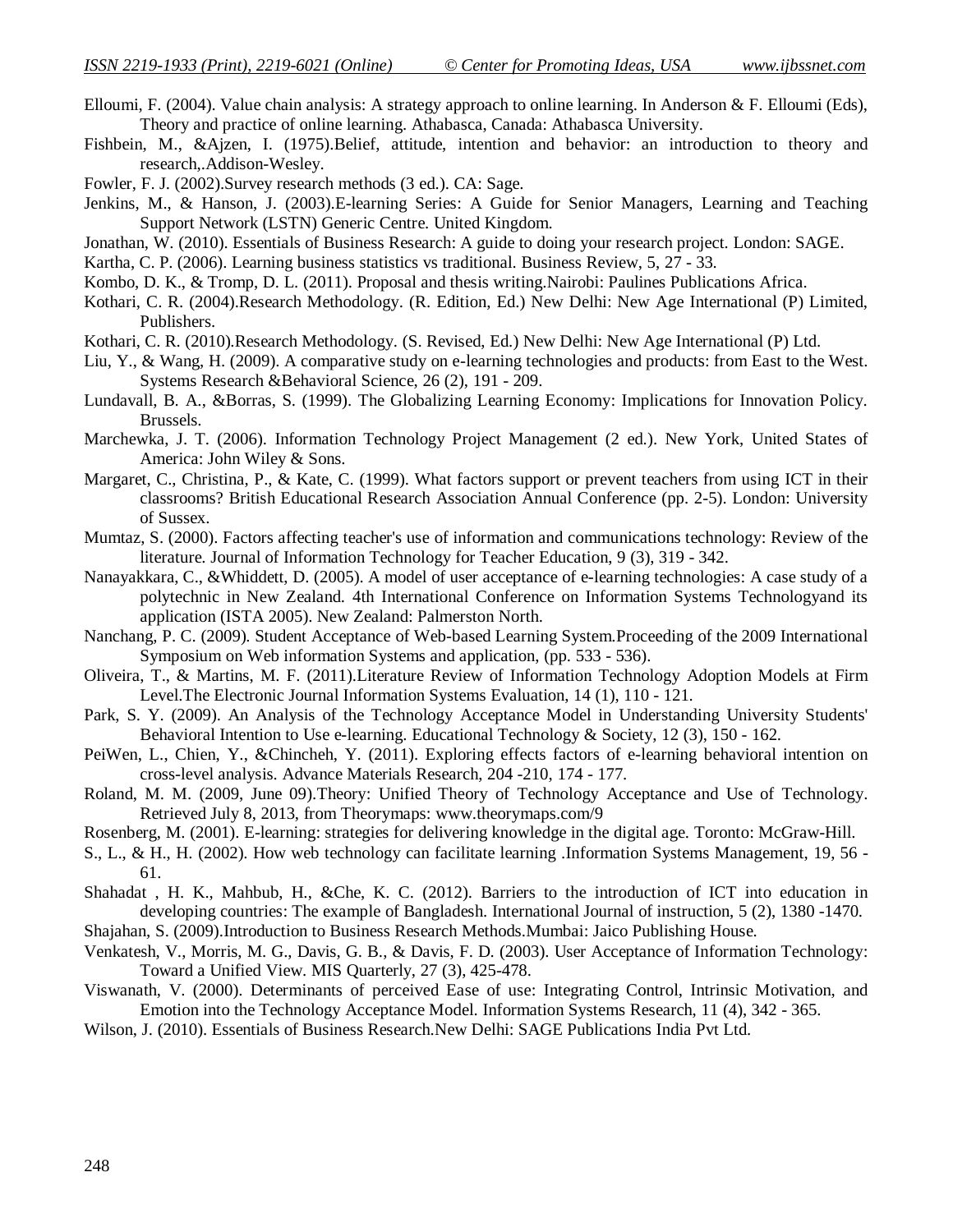Elloumi, F. (2004). Value chain analysis: A strategy approach to online learning. In Anderson & F. Elloumi (Eds), Theory and practice of online learning. Athabasca, Canada: Athabasca University.

Fishbein, M., &Ajzen, I. (1975).Belief, attitude, intention and behavior: an introduction to theory and research,.Addison-Wesley.

Fowler, F. J. (2002).Survey research methods (3 ed.). CA: Sage.

Jenkins, M., & Hanson, J. (2003).E-learning Series: A Guide for Senior Managers, Learning and Teaching Support Network (LSTN) Generic Centre. United Kingdom.

Jonathan, W. (2010). Essentials of Business Research: A guide to doing your research project. London: SAGE.

Kartha, C. P. (2006). Learning business statistics vs traditional. Business Review, 5, 27 - 33.

Kombo, D. K., & Tromp, D. L. (2011). Proposal and thesis writing.Nairobi: Paulines Publications Africa.

Kothari, C. R. (2004).Research Methodology. (R. Edition, Ed.) New Delhi: New Age International (P) Limited, Publishers.

Kothari, C. R. (2010).Research Methodology. (S. Revised, Ed.) New Delhi: New Age International (P) Ltd.

Liu, Y., & Wang, H. (2009). A comparative study on e-learning technologies and products: from East to the West. Systems Research &Behavioral Science, 26 (2), 191 - 209.

Lundavall, B. A., &Borras, S. (1999). The Globalizing Learning Economy: Implications for Innovation Policy. Brussels.

Marchewka, J. T. (2006). Information Technology Project Management (2 ed.). New York, United States of America: John Wiley & Sons.

Margaret, C., Christina, P., & Kate, C. (1999). What factors support or prevent teachers from using ICT in their classrooms? British Educational Research Association Annual Conference (pp. 2-5). London: University of Sussex.

Mumtaz, S. (2000). Factors affecting teacher's use of information and communications technology: Review of the literature. Journal of Information Technology for Teacher Education, 9 (3), 319 - 342.

Nanayakkara, C., &Whiddett, D. (2005). A model of user acceptance of e-learning technologies: A case study of a polytechnic in New Zealand. 4th International Conference on Information Systems Technologyand its application (ISTA 2005). New Zealand: Palmerston North.

Nanchang, P. C. (2009). Student Acceptance of Web-based Learning System.Proceeding of the 2009 International Symposium on Web information Systems and application, (pp. 533 - 536).

Oliveira, T., & Martins, M. F. (2011).Literature Review of Information Technology Adoption Models at Firm Level.The Electronic Journal Information Systems Evaluation, 14 (1), 110 - 121.

Park, S. Y. (2009). An Analysis of the Technology Acceptance Model in Understanding University Students' Behavioral Intention to Use e-learning. Educational Technology & Society, 12 (3), 150 - 162.

PeiWen, L., Chien, Y., &Chincheh, Y. (2011). Exploring effects factors of e-learning behavioral intention on cross-level analysis. Advance Materials Research, 204 -210, 174 - 177.

Roland, M. M. (2009, June 09).Theory: Unified Theory of Technology Acceptance and Use of Technology. Retrieved July 8, 2013, from Theorymaps: www.theorymaps.com/9

Rosenberg, M. (2001). E-learning: strategies for delivering knowledge in the digital age. Toronto: McGraw-Hill.

S., L., & H., H. (2002). How web technology can facilitate learning .Information Systems Management, 19, 56 - 61.

Shahadat , H. K., Mahbub, H., &Che, K. C. (2012). Barriers to the introduction of ICT into education in developing countries: The example of Bangladesh. International Journal of instruction, 5 (2), 1380 -1470.

Shajahan, S. (2009).Introduction to Business Research Methods.Mumbai: Jaico Publishing House.

Venkatesh, V., Morris, M. G., Davis, G. B., & Davis, F. D. (2003). User Acceptance of Information Technology: Toward a Unified View. MIS Quarterly, 27 (3), 425-478.

Viswanath, V. (2000). Determinants of perceived Ease of use: Integrating Control, Intrinsic Motivation, and Emotion into the Technology Acceptance Model. Information Systems Research, 11 (4), 342 - 365.

Wilson, J. (2010). Essentials of Business Research.New Delhi: SAGE Publications India Pvt Ltd.